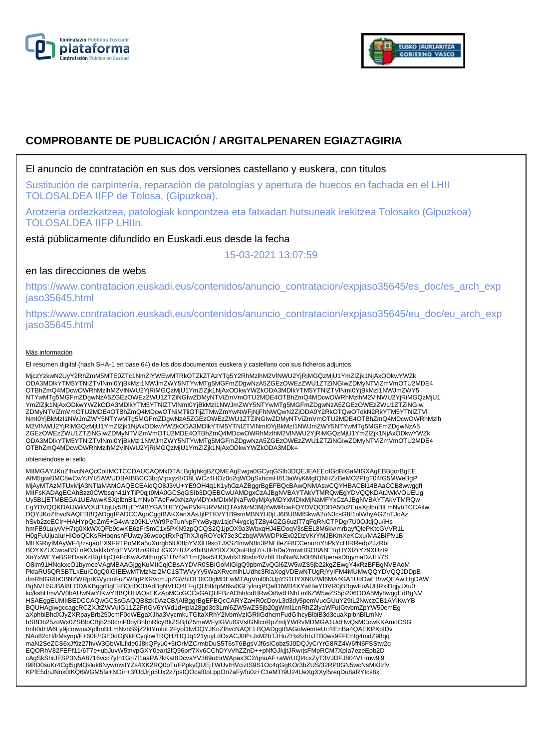# COMPROBANTE DE PUBLICACIÓN / ARGITALPENAREN EGIAZTAGIRIA

El anuncio de contratación en sus dos versiones castellano y euskera, con títulos

Sustitución de carpintería, reparación de patologías y apertura de huecos en fachada en el LHII TOLOSALDEA IIFP de Tolosa, (Gipuzkoa).

Arotzeria ordezkatzea, patologiak konpontzea eta fatxadan hutsuneak irekitzea Tolosako (Gipuzkoa) TOLOSALDEA IIFP LHIIn.

está públicamente difundido en Euskadi.eus desde la fecha

15-03-2021 13:07:59

en las direcciones de webs

https://www.contratacion.euskadi.eus/contenidos/anuncio_contratacion/expjaso35645/es_doc/es_arch_expjaso35645.html

https://www.contratacion.euskadi.eus/contenidos/anuncio_contratacion/expjaso35645/eu_doc/eu_arch_expjaso35645.html

Más información

El resumen digital (hash SHA-1 en base 64) de los dos documentos euskera y castellano con sus ficheros adjuntos

MjczYzkwN2UyY2RhZmM5MTE0ZTc1NmZlYWEwMTRkOTZkZTAzYTg5Y2RhMzlhM2VlNWU2YjRiMGQzMjU1YmZlZjk1NjAxODkwYWZk
ODA3MDlkYTM5YTNlZTVlNmI0YjBkMzI1NWJmZWY5NTYwMTg5MGFmZDgwNzA5ZGEzOWEzZWU1ZTZiNGIwZDMyNTViZmVmOTU2MDE4
OTBhZmQ4MDcwOWRhMzlhM2VlNWU2YjRiMGQzMjU1YmZlZjk1NjAxODkwYWZkODA3MDlkYTM5YTNlZTVlNmI0YjBkMzI1NWJmZWY5
NTYwMTg5MGFmZDgwNzA5ZGEzOWEzZWU1ZTZiNGIwZDMyNTViZmVmOTU2MDE4OTBhZmQ4MDcwOWRhMzlhM2VlNWU2YjRiMGQzMjU1
YmZlZjk1NjAxODkwYWZkODA3MDlkYTM5YTNlZTVlNmI0YjBkMzI1NWJmZWY5NTYwMTg5MGFmZDgwNzA5ZGEzOWEzZWU1ZTZiNGIw
ZDMyNTViZmVmOTU2MDE4OTBhZmQ4MDcwOTNiMTliOTljZTMwZmYwNWFjNjFhNWQwN2ZjODA0Y2RkOTQwOTdkN2RkYTM5YTNlZTVl
NmI0YjBkMzI1NWJmZWY5NTYwMTg5MGFmZDgwNzA5ZGEzOWEzZWU1ZTZiNGIwZDMyNTViZmVmOTU2MDE4OTBhZmQ4MDcwOWRhMzlh
M2VlNWU2YjRiMGQzMjU1YmZlZjk1NjAxODkwYWZkODA3MDlkYTM5YTNlZTVlNmI0YjBkMzI1NWJmZWY5NTYwMTg5MGFmZDgwNzA5
ZGEzOWEzZWU1ZTZiNGIwZDMyNTViZmVmOTU2MDE4OTBhZmQ4MDcwOWRhMzlhM2VlNWU2YjRiMGQzMjU1YmZlZjk1NjAxODkwYWZk
ODA3MDlkYTM5YTNlZTVlNmI0YjBkMzI1NWJmZWY5NTYwMTg5MGFmZDgwNzA5ZGEzOWEzZWU1ZTZiNGIwZDMyNTViZmVmOTU2MDE4
OTBhZmQ4MDcwOWRhMzlhM2VlNWU2YjRiMGQzMjU1YmZlZjk1NjAxODkwYWZkODA3MDk=

obteniéndose el sello

MIIMGAYJKoZIhvcNAQcCoIIMCTCCDAUCAQMxDTALBglghkgBZQMEAgEwga0GCyqGSIb3DQEJEAEEoIGdBIGaMIGXAgEBBgorBgEE
AfM5giwBMC8wCwYJYIZIAWUDBAIBBCC3bqVtpxyz8/O8LWCz4HOz0o2qWOgSxhcmH813aWyKMgIQNHZzBeMO2PtgT04fG5MWeBgP
MjAyMTAzMTUxMjA3NTlaMAMCAQECEAioQO8J3vU+YE9OH4q1K1yhGzAZBggrBgEFBQcBAwQNMAswCQYHBACBl14BAaCCB8wwggfl
MIIFsKADAgECAhBzz0CWbsqh41iYTiP0qjt9MA0GCSqGSIb3DQEBCwUAMDgxCzAJBgNVBAYTAkVTMRQwEgYDVQQKDAtJWkVOUEUg
Uy5BLjETMBEGA1UEAwwKSXplbnBlLmNvbTAeFw0xNzAyMDYxMDIxMjNaFw0yMjAyMDYxMDIxMjNaMFYxCzAJBgNVBAYTAkVTMRQw
EgYDVQQKDAtJWkVOUEUgUy5BLjEYMBYGA1UEYQwPVkFURVMtQTAxMzM3MjYwMRcwFQYDVQQDDA50c2EuaXplbnBlLmNvbTCCAiIw
DQYJKoZIhvcNAQEBBQADggIPADCCAgoCggIBAKXanXAsJjfPTKVY1B9smMBNYH0jLJ6BUBMfSkwA2uN3csG8f1olWhyAGZnTJoAz
hSvb2zeECIr+HAHYpQqZm5+G4vArz09KLVWr9PeTunNpFYwByqw1sjcP4vgcigTZ8y4GZG6uzlT7qFqRNCTPDg/7U0OJdjQu/iHs
hmFB9LuiyvVH7tg0XkWXQFb9owKE6zFrSmC1x5PKN9zpQCQS2Q1jpOX9a3WbxqHJ4EOoqV3sEEL8M6kv/mrbayfQlePKtcGVVR1L
H0gFuUjualurHIOoQCKsRHoqnshFUwzy36woogtRxPqThXJlqROYek73e3CzbqWWWDPkEx02DzVKrYMJBKmXeKCxu/MA2BiFfv1B
MIHGRiylMAyWF4j/zsgaoEX9FR1PoMKa5uXurgb5lU08pYVXlH9soTJXSZfmwN8n3PNLtleZF8CCenuroYhPkYcHfRRedp2JzRbL
BOYXZUCwcaBSLn9OJaklkbYqiEYVZ8zrGGcLtGX2+fUZx4hiB8AYfIXZXQiuF8gI7i+JlFhDa2rmwHGO8A6ETqHYXlZrY79XUzt9
XnYxWEYeBSPDsaXztRgHIpQAFcKwAzMthr/gG1UV4s11mQlsa5lUQwblx16bshi4VzblLBnNwNJv0t4NhBperasDtgymaDzJH/7S
O8im91HNqkxcO1bymeeVAgMBAAGjggKuMIICqjCBsAYDVR0SBIGoMIGlgQ9pbmZvQGl6ZW5wZS5jb22kgZEwgY4xRzBFBgNVBAoM
PklaRU5QRSBTLkEuIC0gQ0lGIEEwMTMzNzI2MC1STWVyYy5WaXRvcmlhLUdhc3RlaXogVDEwNTUgRjYyIFM4MUMwQQYDVQQJDDpB
dmRhIGRlbCBNZWRpdGVycmFuZW8gRXRvcmJpZGVhIDE0IC0gMDEwMTAgVml0b3JpYS1HYXN0ZWl6MA4GA1UdDwEB/wQEAwIHgDAW
BgNVHSUBAf8EDDAKBggrBgEFBQcDCDAdBgNVHQ4EFgQU58dpM6kv0GEyfncjPQafDIWB4XYwHwYDVR0jBBgwFoAUHRxlDqjyJXu0
kc/ksbHmvVV0bAUwNwYIKwYBBQUHAQsEKzApMCcGCCsGAQUFBzADhhtodHRwOi8vdHNhLml6ZW5wZS5jb206ODA5My8wggEdBgNV
HSAEggEUMIIBEDCCAQwGCSsGAQQB8zkDAzCB/jAlBggrBgEFBQcCARYZaHR0cDovL3d3dy5pemVucGUuY29tL2NwczCB1AYIKwYB
BQUHAgIwgccagcRCZXJtZWVuIG11Z2FrIGV6YWd1dHpla28gd3d3Lml6ZW5wZS5jb20gWml1cnRhZ2lyaWFuIGtvbmZpYW50emEg
aXphbiBhdXJyZXRpayBrb250cmF0dWEgaXJha3VycmkuTGltaXRhY2lvbmVzIGRlIGdhcmFudGlhcyBlbiB3d3cuaXplbnBlLmNv
bSBDb25zdWx0ZSBlbCBjb250cmF0byBhbnRlcyBkZSBjb25maWFyIGVuIGVsIGNlcnRpZmljYWRvMDMGA1UdHwQsMCowKKAmoCSG
Imh0dHA6Ly9jcmwuaXplbnBlLmNvbS9jZ2ktYmluL2FybDIwDQYJKoZIhvcNAQELBQADggIBAGolwemteUc4IEnBa4QAEKPXplDv
NAu82cH/lrMsynp/F+60F/rGE0dOjNkFCyqlrwTRQH7HQJq121yuyLdOxACJ0P+JxM2bTJHuZHx8zhbJTB0ws9FFEnlg4mdZ98qq
maN2SeZCS6xJf9z27hvW3GbWlLfide0J8kQFyu0+5tOrMZCrmbDuS5T6sT6BgsVJf6sICobz5J0DQJyC/YrG8RZ4W6fN6FSStw2q
EQORhV82FEPf11/6T7e+ubJuvW5tnvpGXY0eari2fQ96prf7Xv6CChDYvVhZZnD++pNfGJkjjtJRwrjsFMpRCM7Xpla7ezeEpb2D
cAgSkShrJFSP3N5A8716vcq7yIn1Gn7f1aaPA7kKal8DcvaYV369ut5rWApax3C2/qnuAF+aWrUQl4cxZyT3VJDFJ804VI+mw9j9
t9RD0suKr4Cgl5gMQsluk6NywmvilYZs4XK2RQ0oTuFPpkyQUEjTWUvIHVciztS9S1Oc4qGgKOr3bZUS/32RP0GN5wcNsMKttrfv
KPfE5dnJNnx0IKQ6WGM5fa+NDi++3UdJrjp5Ux2z7pstQOcaf0oLppOn7aFy/fu0z+C1eMT/9U24UeXgXXyl5reqDu8aRYIcs8x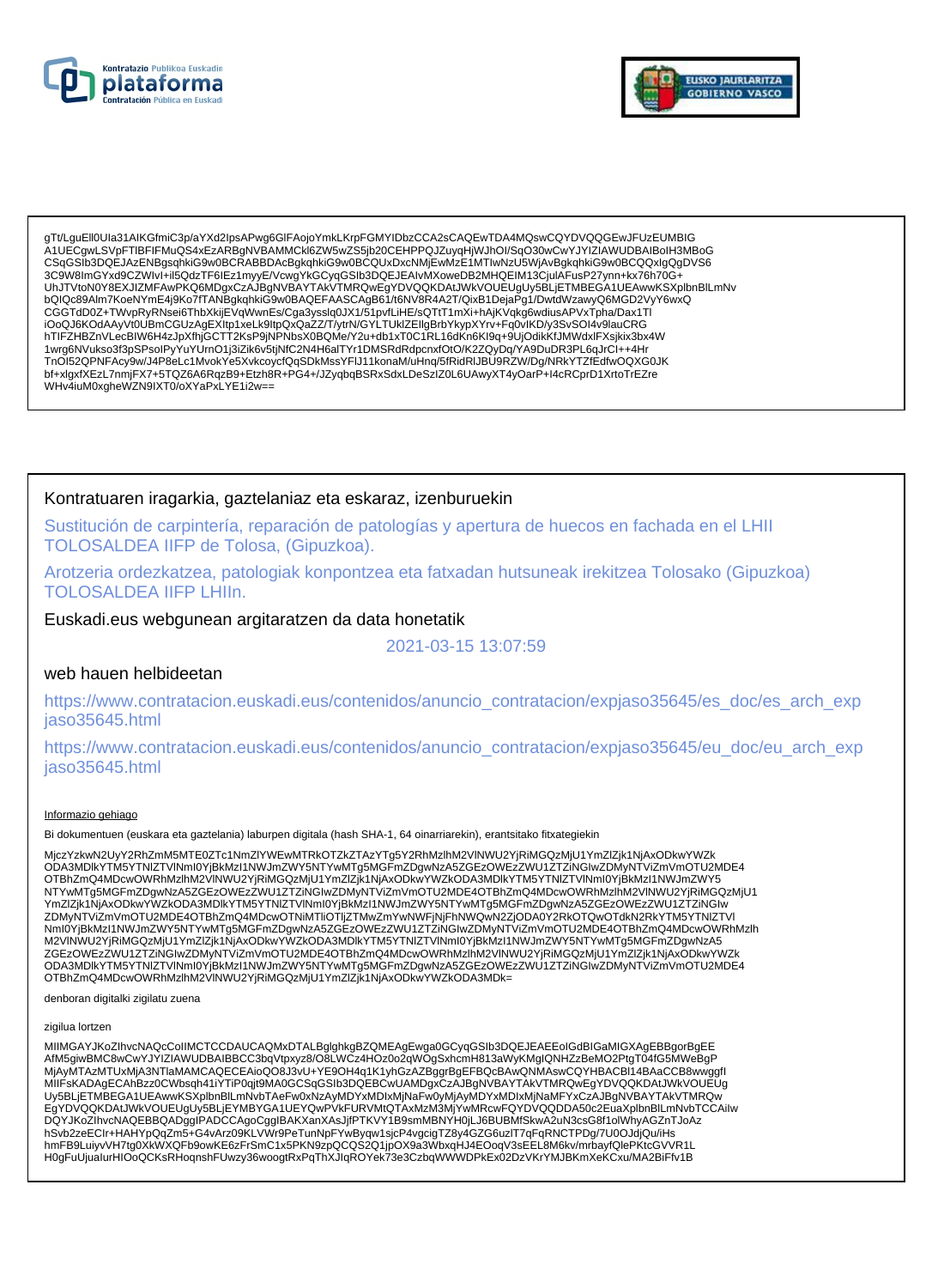gTt/LguEll0UIa31AIKGfmiC3p/aYXd2IpsAPwg6GlFAojoYmkLKrpFGMYIDbzCCA2sCAQEwTDA4MQswCQYDVQQGEwJFUzEUMBIG
A1UECgwLSVpFTlBFIFMuQS4xEzARBgNVBAMMCkl6ZW5wZS5jb20CEHPPQJZuyqHjWJhOI/SqO30wCwYJYIZIAWUDBAIBoIH3MBoG
CSqGSIb3DQEJAzENBgsqhkiG9w0BCRABBDAcBgkqhkiG9w0BCQUxDxcNMjEwMzE1MTIwNzU5WjAvBgkqhkiG9w0BCQQxIgQgDVS6
3C9W8ImGYxd9CZWIvI+il5QdzTF6IEz1myyE/VcwgYkGCyqGSIb3DQEJEAIvMXoweDB2MHQEIM13CjulAFusP27ynn+kx76h70G+
UhJTVtoN0Y8EXJIZMFAwPKQ6MDgxCzAJBgNVBAYTAkVTMRQwEgYDVQQKDAtJWkVOUEUgUy5BLjETMBEGA1UEAwwKSXplbnBlLmNv
bQIQc89Alm7KoeNYmE4j9Ko7fTANBgkqhkiG9w0BAQEFAASCAgB61/t6NV8R4A2T/QixB1DejaPg1/DwtdWzawyQ6MGD2VyY6wxQ
CGGTdD0Z+TWvpRyRNsei6ThbXkijEVqWwnEs/Cga3ysslq0JX1/51pvfLiHE/sQTtT1mXi+hAjKVqkg6wdiusAPVxTpha/Dax1Tl
iOoQJ6KOdAAyVt0UBmCGUzAgEXltp1xeLk9ltpQxQaZZ/T/ytrN/GYLTUklZEllgBrbYkypXYrv+Fq0vlKD/y3SvSOI4v9lauCRG
hTIFZHBZnVLecBIW6H4zJpXfhjGCTT2KsP9jNPNbsX0BQMe/Y2u+db1xT0C1RL16dKn6Kl9q+9UjOdikKfJMWdxlFXsjkix3bx4W
1wrg6NVukso3f3pSPsolPyYuYUrnO1j3iZik6v5tjNfC2N4H6alTYr1DMSRdRdpcnxfOtO/K2ZQyDq/YA9DuDR3PL6qJrCl++4Hr
TnOI52QPNFAcy9w/J4P8eLc1MvokYe5XvkcoycfQqSDkMssYFlJ11konaM/uHnq/5fRidRlJBU9RZW/Dg/NRkYTZfEdfwOQXG0JK
bf+xlgxfXEzL7nmjFX7+5TQZ6A6RqzB9+Etzh8R+PG4+/JZyqbqBSRxSdxLDeSzIZ0L6UAwyXT4yOarP+l4cRCprD1XrtoTrEZre
WHv4iuM0xgheWZN9IXT0/oXYaPxLYE1i2w==

Kontratuaren iragarkia, gaztelaniaz eta eskaraz, izenburuekin

Sustitución de carpintería, reparación de patologías y apertura de huecos en fachada en el LHII TOLOSALDEA IIFP de Tolosa, (Gipuzkoa).

Arotzeria ordezkatzea, patologiak konpontzea eta fatxadan hutsuneak irekitzea Tolosako (Gipuzkoa) TOLOSALDEA IIFP LHIIn.

Euskadi.eus webgunean argitaratzen da data honetatik

2021-03-15 13:07:59

web hauen helbideetan

https://www.contratacion.euskadi.eus/contenidos/anuncio_contratacion/expjaso35645/es_doc/es_arch_expjaso35645.html

https://www.contratacion.euskadi.eus/contenidos/anuncio_contratacion/expjaso35645/eu_doc/eu_arch_expjaso35645.html

Informazio gehiago

Bi dokumentuen (euskara eta gaztelania) laburpen digitala (hash SHA-1, 64 oinarriarekin), erantsitako fitxategiekin

MjczYzkwN2UyY2RhZmM5MTE0ZTc1NmZlYWEwMTRkOTZkZTAzYTg5Y2RhMzlhM2VlNWU2YjRiMGQzMjU1YmZlZjk1NjAxODkwYWZk
ODA3MDlkYTM5YTNlZTVlNmI0YjBkMzI1NWJmZWY5NTYwMTg5MGFmZDgwNzA5ZGEzOWEzZWU1ZTZiNGIwZDMyNTViZmVmOTU2MDE4
OTBhZmQ4MDcwOWRhMzlhM2VlNWU2YjRiMGQzMjU1YmZlZjk1NjAxODkwYWZkODA3MDlkYTM5YTNlZTVlNmI0YjBkMzI1NWJmZWY5
NTYwMTg5MGFmZDgwNzA5ZGEzOWEzZWU1ZTZiNGIwZDMyNTViZmVmOTU2MDE4OTBhZmQ4MDcwOWRhMzlhM2VlNWU2YjRiMGQzMjU1
YmZlZjk1NjAxODkwYWZkODA3MDlkYTM5YTNlZTVlNmI0YjBkMzI1NWJmZWY5NTYwMTg5MGFmZDgwNzA5ZGEzOWEzZWU1ZTZiNGIw
ZDMyNTViZmVmOTU2MDE4OTBhZmQ4MDcwOTNiMTliOTljZTMwZmYwNWFjNjFhNWQwN2ZjODA0Y2RkOTQwOTdkN2RkYTM5YTNlZTVl
NmI0YjBkMzI1NWJmZWY5NTYwMTg5MGFmZDgwNzA5ZGEzOWEzZWU1ZTZiNGIwZDMyNTViZmVmOTU2MDE4OTBhZmQ4MDcwOWRhMzlh
M2VlNWU2YjRiMGQzMjU1YmZlZjk1NjAxODkwYWZkODA3MDlkYTM5YTNlZTVlNmI0YjBkMzI1NWJmZWY5NTYwMTg5MGFmZDgwNzA5
ZGEzOWEzZWU1ZTZiNGIwZDMyNTViZmVmOTU2MDE4OTBhZmQ4MDcwOWRhMzlhM2VlNWU2YjRiMGQzMjU1YmZlZjk1NjAxODkwYWZk
ODA3MDlkYTM5YTNlZTVlNmI0YjBkMzI1NWJmZWY5NTYwMTg5MGFmZDgwNzA5ZGEzOWEzZWU1ZTZiNGIwZDMyNTViZmVmOTU2MDE4
OTBhZmQ4MDcwOWRhMzlhM2VlNWU2YjRiMGQzMjU1YmZlZjk1NjAxODkwYWZkODA3MDk=

denboran digitalki zigilatu zuena

zigilua lortzen

MIIMGAYJKoZIhvcNAQcCoIIMCTCCDAUCAQMxDTALBglghkgBZQMEAgEwga0GCyqGSIb3DQEJEAEEoIGdBIGaMIGXAgEBBgorBgEE
AfM5giwBMC8wCwYJYIZIAWUDBAIBBCC3bqVtpxyz8/O8LWCz4HOz0o2qWOgSxhcmH813aWyKMgIQNHZBeMO2PtgT04fG5MWeBgP
MjAyMTAzMTUxMjA3NTlaMAMCAQECEAioQO8J3vU+YE9OH4q1K1yhGzAZBggrBgEFBQcBAwQNMAswCQYHBACBl14BAaCCB8wwggfl
MIIFsKADAgECAhBzz0CWbsqh41iYTiP0qjt9MA0GCSqGSIb3DQEBCwUAMDgxCzAJBgNVBAYTAkVTMRQwEgYDVQQKDAtJWkVOUEUg
Uy5BLjETMBEGA1UEAwwKSXplbnBlLmNvbTAeFw0xNzAyMDYxMDIxMjNaFw0yMjAyMDYxMDIxMjNaMFYxCzAJBgNVBAYTAkVTMRQw
EgYDVQQKDAtJWkVOUEUgUy5BLjEYMBYGA1UEYQwPVkFURVMtQTAxMzM3MjYwMRcwFQYDVQQDDA50c2EuaXplbnBlLmNvbTCCAiIw
DQYJKoZIhvcNAQEBBQADggIPADCCAgoCggIBAKXanXAsJjfPTKVY1B9smMBNYH0jLJ6BUBMfSkwA2uN3csG8f1olWhyAGZnTJoAz
hSvb2zeECIr+HAHYpQqZm5+G4vArz09KLVWr9PeTunNpFYwByqw1sjcP4vgcigTZ8y4GZG6uzlT7qFqRNCTPDg/7U0OJdjQu/iHs
hmFB9LuiyvVH7tg0XkWXQFb9owKE6zFrSmC1x5PKN9zpQCQS2Q1jpOX9a3WbxqHJ4EOoqV3sEEL8M6kv/mrbayfQlePKtcGVVR1L
H0gFuUjualurHIOoQCKsRHoqnshFUwzy36woogtRxPqThXJlqROYek73e3CzbqWWWDPkEx02DzVKrYMJBKmXeKCxu/MA2BiFfv1B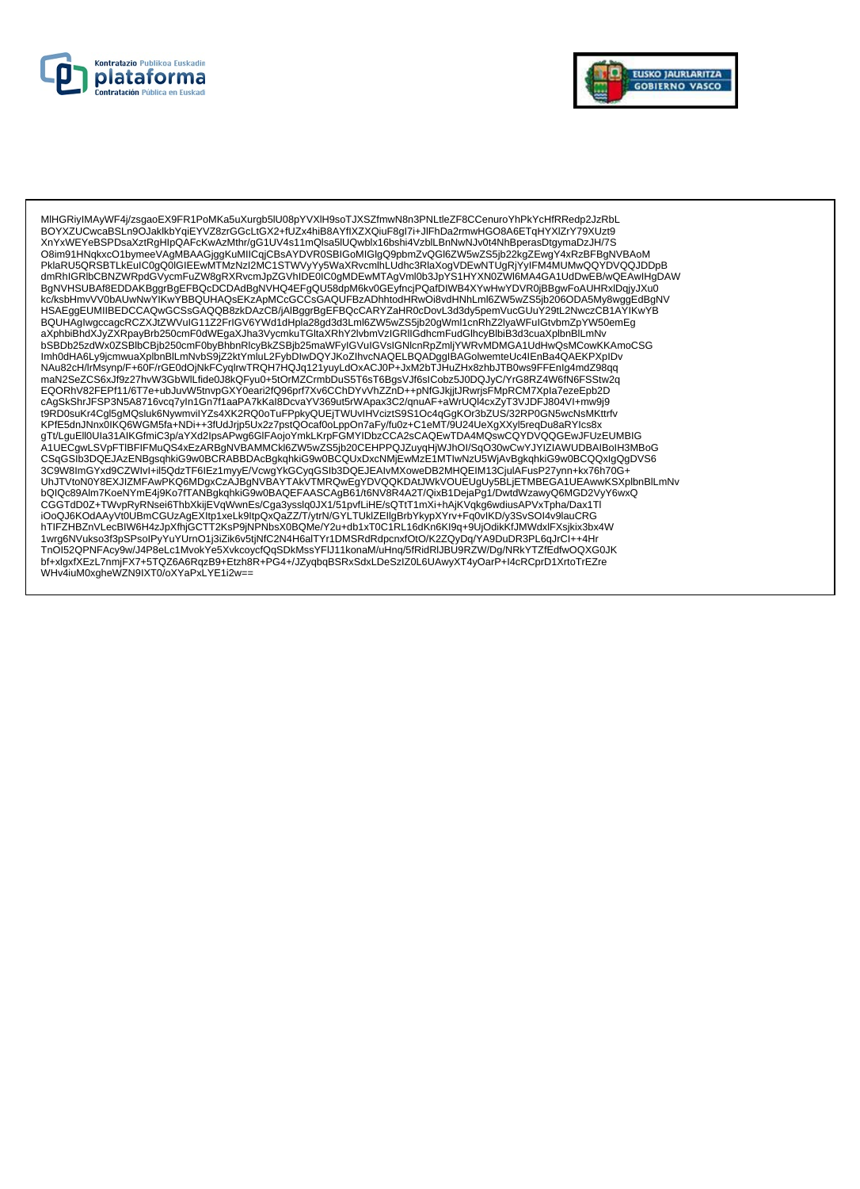MIHGRiyIMAyWF4j/zsgaoEX9FR1PoMKa5uXurgb5lU08pYVXlH9soTJXSZfmwN8n3PNLtleZF8CCenuroYhPkYcHfRRedp2JzRbL
BOYXZUCwcaBSLn9OJaklkbYqiEYVZ8zrGGcLtGX2+fUZx4hiB8AYfIXZXQiuF8gI7i+JlFhDa2rmwHGO8A6ETqHYXlZrY79XUzt9
XnYxWEYeBSPDsaXztRgHIpQAFcKwAzMthr/gG1UV4s11mQlsa5lUQwblx16bshi4VzblLBnNwNJv0t4NhBperasDtgymaDzJH/7S
O8im91HNqkxcO1bymeeVAgMBAAGjggKuMIICqjCBsAYDVR0SBIGoMIGlgQ9pbmZvQGl6ZW5wZS5jb22kgZEwgY4xRzBFBgNVBAoM
PklaRU5QRSBTLkEuIC0gQ0lGIEEwMTMzNzI2MC1STWVyYy5WaXRvcmlhLUdhc3RlaXogVDEwNTUgRjYyIFM4MUMwQQYDVQQJDDpB
dmRhIGRlbCBNZWRpdGVycmFuZW8gRXRvcmJpZGVhIDE0IC0gMDEwMTAgVml0b3JpYS1HYXN0ZWl6MA4GA1UdDwEB/wQEAwIHgDAW
BgNVHSUBAf8EDDAKBggrBgEFBQcDCDAdBgNVHQ4EFgQU58dpM6kv0GEyfncjPQafDIWB4XYwHwYDVR0jBBgwFoAUHRxlDqjyJXu0
kc/ksbHmvVV0bAUwNwYIKwYBBQUHAQsEKzApMCcGCCsGAQUFBzADhhtodHRwOi8vdHNhLml6ZW5wZS5jb206ODA5My8wggEdBgNV
HSAEggEUMIIBEDCCAQwGCSsGAQQB8zkDAzCB/jAlBggrBgEFBQcCARYZaHR0cDovL3d3dy5pemVucGUuY29tL2NwczCB1AYIKwYB
BQUHAgIwgccagcRCZXJtZWVulG11Z2FrIGV6YWd1dHpla28gd3d3Lml6ZW5wZS5jb20gWml1cnRhZ2lyaWFuIGtvbmZpYW50emEg
aXphbiBhdXJyZXRpayBrb250cmF0dWEgaXJha3VycmkuTGltaXRhY2lvbmVzIGRlIGdhcmFudGlhcyBlbiB3d3cuaXplbnBlLmNv
bSBDb25zdWx0ZSBlbCBjb250cmF0byBhbnRlcyBkZSBjb25maWFyIGVuIGVsIGNlcnRpZmljYWRvMDMGA1UdHwQsMCowKKAmoCSG
Imh0dHA6Ly9jcmwuaXplbnBlLmNvbS9jZ2ktYmluL2FybDIwDQYJKoZIhvcNAQELBQADggIBAGolwemteUc4IEnBa4QAEKPXpIDv
NAu82cH/lrMsynp/F+60F/rGE0dOjNkFCyqlrwTRQH7HQJq121yuyLdOxACJ0P+JxM2bTJHuZHx8zhbJTB0ws9FFEnIg4mdZ98qq
maN2SeZCS6xJf9z27hvW3GbWlLfide0J8kQFyu0+5tOrMZCrmbDuS5T6sT6BgsVJf6sICobz5J0DQJyC/YrG8RZ4W6fN6FSStw2q
EQORhV82FEPf11/6T7e+ubJuvW5tnvpGXY0eari2fQ96prf7Xv6CChDYvVhZZnD++pNfGJkjjtJRwrjsFMpRCM7Xpla7ezeEpb2D
cAgSkShrJFSP3N5A8716vcq7yIn1Gn7f1aaPA7kKal8DcvaYV369ut5rWApax3C2/qnuAF+aWrUQl4cxZyT3VJDFJ804VI+mw9j9
t9RD0suKr4Cgl5gMQsluk6NywmviIYZs4XK2RQ0oTuFPpkyQUEjTWUvIHVciztS9S1Oc4qGgKOr3bZUS/32RP0GN5wcNsMKttrfv
KPfE5dnJNnx0IKQ6WGM5fa+NDi++3fUdJrjp5Ux2z7pstQOcaf0oLppOn7aFy/fu0z+C1eMT/9U24UeXgXXyl5reqDu8aRYlcs8x
gTt/LguEll0Ula31AIKGfmiC3p/aYXd2IpsAPwg6GlFAojoYmkLKrpFGMYIDbzCCA2sCAQEwTDA4MQswCQYDVQQGEwJFUzEUMBIG
A1UECgwLSVpFTlBFIFMuQS4xEzARBgNVBAMMCkl6ZW5wZS5jb20CEHPPQJZuyqHjWJhOI/SqO30wCwYJYIZIAWUDBAIBoIH3MBoG
CSqGSIb3DQEJAzENBgsqhkiG9w0BCRABBDAcBgkqhkiG9w0BCQUxDxcNMjEwMzE1MTIwNzU5WjAvBgkqhkiG9w0BCQQxIgQgDVS6
3C9W8ImGYxd9CZWlvl+il5QdzTF6IEz1myyE/VcwgYkGCyqGSIb3DQEJEAIvMXoweDB2MHQEIM13CjulAFusP27ynn+kx76h70G+
UhJTVtoN0Y8EXJIZMFAwPKQ6MDgxCzAJBgNVBAYTAkVTMRQwEgYDVQQKDAtJWkVOUEUgUy5BLjETMBEGA1UEAwwKSXplbnBlLmNv
bQIQc89Alm7KoeNYmE4j9Ko7fTANBgkqhkiG9w0BAQEFAASCAgB61/t6NV8R4A2T/QixB1DejaPg1/DwtdWzawyQ6MGD2VyY6wxQ
CGGTdD0Z+TWvpRyRNsei6ThbXkijEVqWwnEs/Cga3ysslq0JX1/51pvfLiHE/sQTtT1mXi+hAjKVqkg6wdiusAPVxTpha/Dax1Tl
iOoQJ6KOdAAyVt0UBmCGUzAgEXltp1xeLk9ltpQxQaZZ/T/ytrN/GYLTUklZEllgBrbYkypXYrv+Fq0vIKD/y3SvSOI4v9lauCRG
hTIFZHBZnVLecBIW6H4zJpXfhjGCTT2KsP9jNPNbsX0BQMe/Y2u+db1xT0C1RL16dKn6KI9q+9UjOdikKfJMWdxlFXsjkix3bx4W
1wrg6NVukso3f3pSPsoIPyYuYUrnO1j3iZik6v5tjNfC2N4H6aITYr1DMSRdRdpcnxfOtO/K2ZQyDq/YA9DuDR3PL6qJrCI++4Hr
TnOI52QPNFAcy9w/J4P8eLc1MvokYe5XvkcoycfQqSDkMssYFlJ11konaM/uHnq/5fRidRlJBU9RZW/Dg/NRkYTZfEdfwOQXG0JK
bf+xlgxfXEzL7nmjFX7+5TQZ6A6RqzB9+Etzh8R+PG4+/JZyqbqBSRxSdxLDeSzlZ0L6UAwyXT4yOarP+I4cRCprD1XrtoTrEZre
WHv4iuM0xgheWZN9IXT0/oXYaPxLYE1i2w==